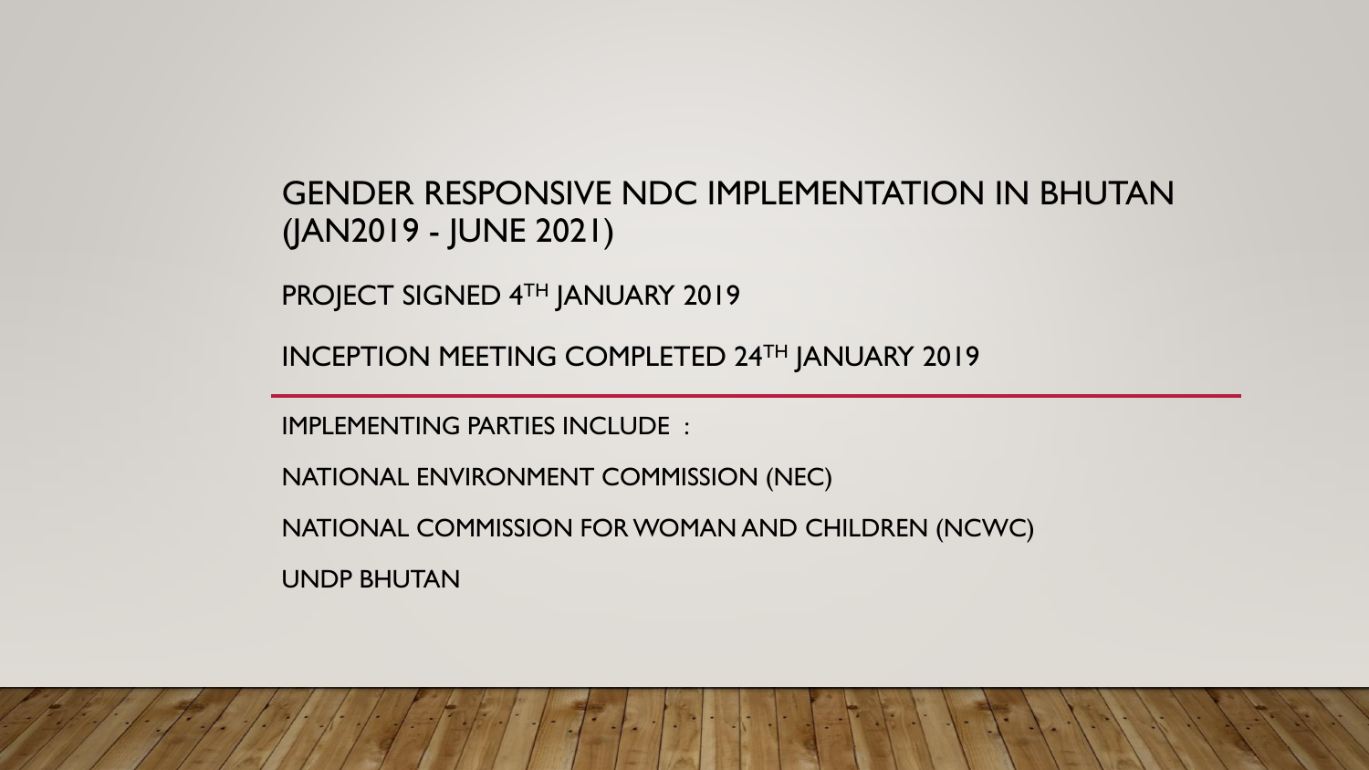# GENDER RESPONSIVE NDC IMPLEMENTATION IN BHUTAN (JAN2019 - JUNE 2021)

PROJECT SIGNED 4TH JANUARY 2019

INCEPTION MEETING COMPLETED 24TH JANUARY 2019

IMPLEMENTING PARTIES INCLUDE :

NATIONAL ENVIRONMENT COMMISSION (NEC)

NATIONAL COMMISSION FOR WOMAN AND CHILDREN (NCWC)

UNDP BHUTAN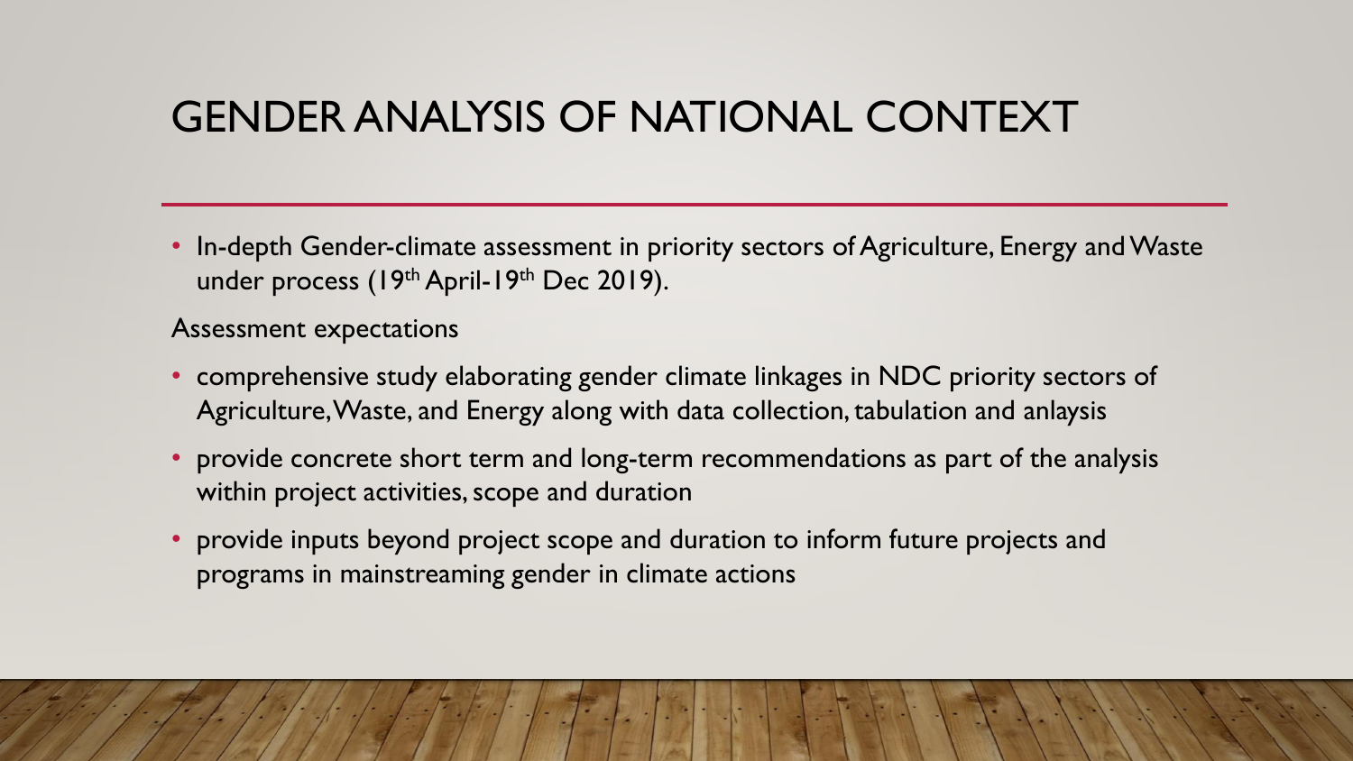# GENDER ANALYSIS OF NATIONAL CONTEXT

- In-depth Gender-climate assessment in priority sectors of Agriculture, Energy and Waste under process (19th April-19th Dec 2019).

Assessment expectations

- comprehensive study elaborating gender climate linkages in NDC priority sectors of Agriculture, Waste, and Energy along with data collection, tabulation and anlaysis
- provide concrete short term and long-term recommendations as part of the analysis within project activities, scope and duration
- provide inputs beyond project scope and duration to inform future projects and programs in mainstreaming gender in climate actions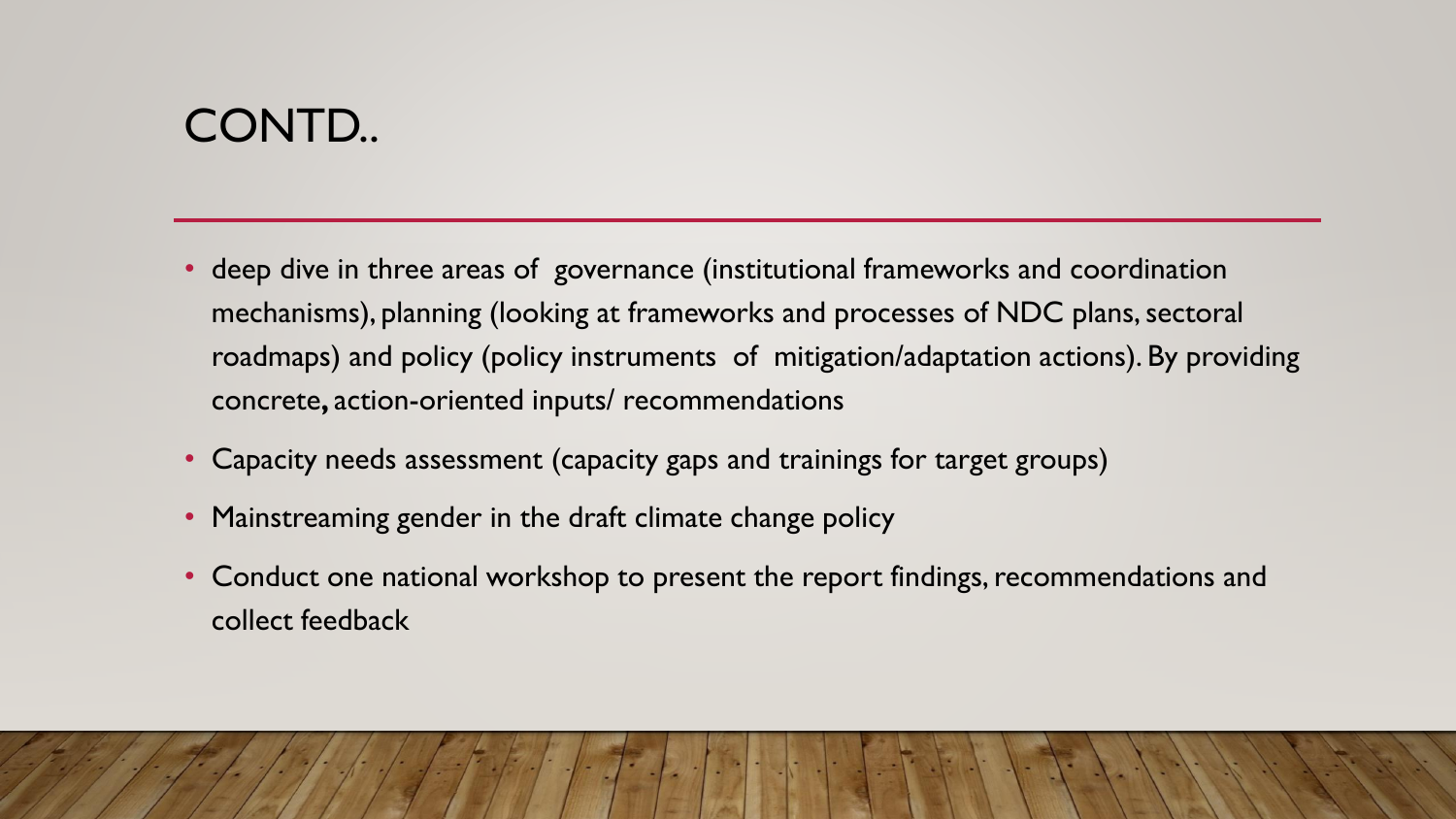# CONTD..

- deep dive in three areas of governance (institutional frameworks and coordination mechanisms), planning (looking at frameworks and processes of NDC plans, sectoral roadmaps) and policy (policy instruments of mitigation/adaptation actions). By providing concrete**,** action-oriented inputs/ recommendations
- Capacity needs assessment (capacity gaps and trainings for target groups)
- Mainstreaming gender in the draft climate change policy
- Conduct one national workshop to present the report findings, recommendations and collect feedback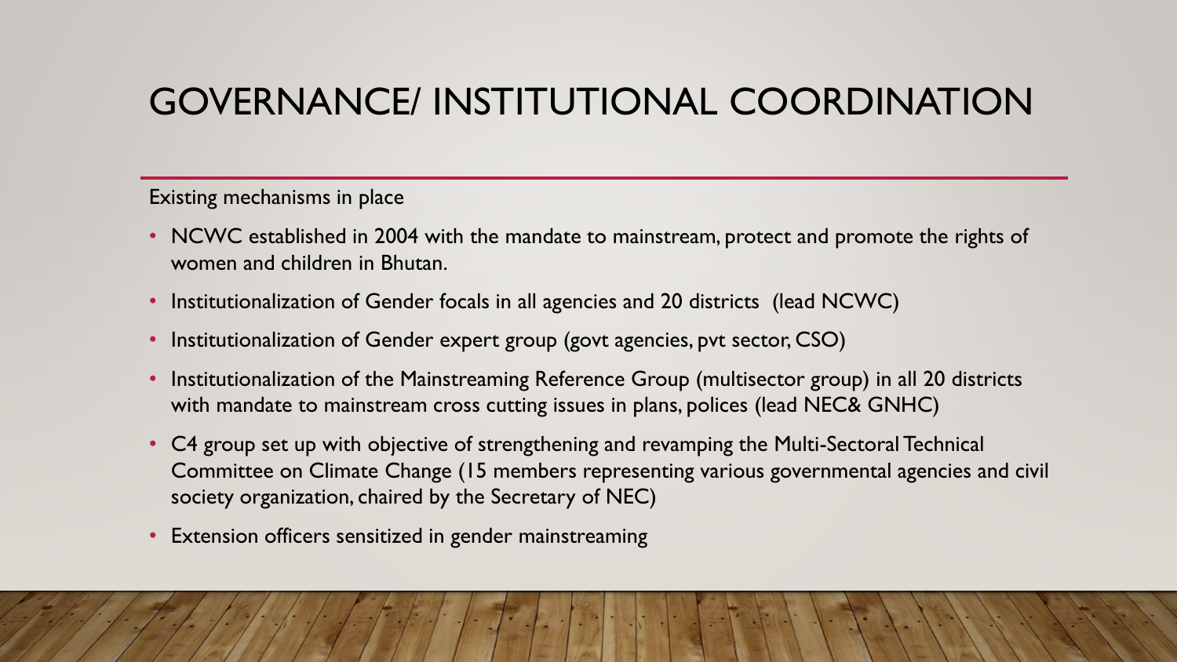# GOVERNANCE/ INSTITUTIONAL COORDINATION

Existing mechanisms in place

- NCWC established in 2004 with the mandate to mainstream, protect and promote the rights of women and children in Bhutan.
- Institutionalization of Gender focals in all agencies and 20 districts (lead NCWC)
- Institutionalization of Gender expert group (govt agencies, pvt sector, CSO)
- Institutionalization of the Mainstreaming Reference Group (multisector group) in all 20 districts with mandate to mainstream cross cutting issues in plans, polices (lead NEC& GNHC)
- C4 group set up with objective of strengthening and revamping the Multi-Sectoral Technical Committee on Climate Change (15 members representing various governmental agencies and civil society organization, chaired by the Secretary of NEC)
- Extension officers sensitized in gender mainstreaming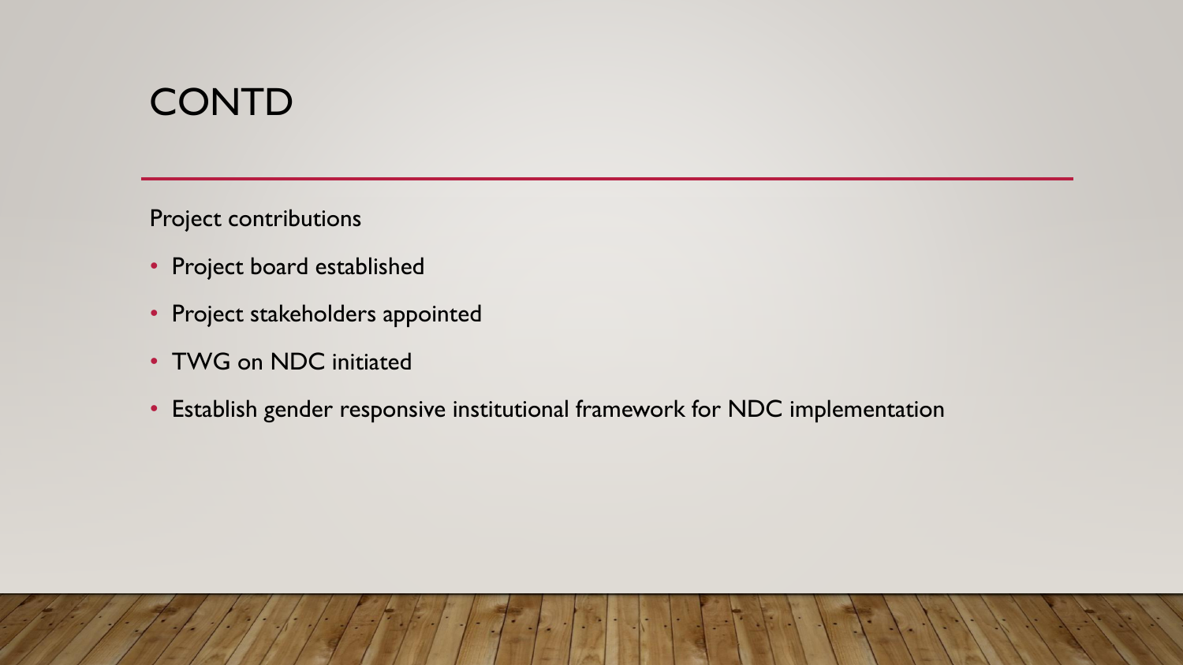# CONTD

Project contributions

- Project board established
- Project stakeholders appointed
- TWG on NDC initiated
- Establish gender responsive institutional framework for NDC implementation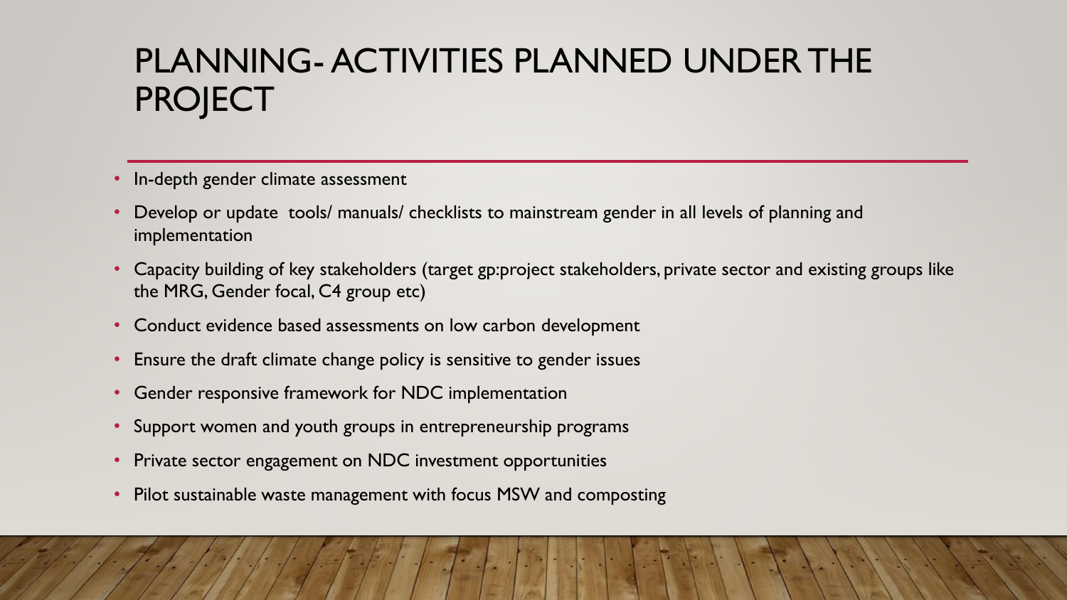# PLANNING- ACTIVITIES PLANNED UNDER THE PROJECT

- In-depth gender climate assessment
- Develop or update tools/ manuals/ checklists to mainstream gender in all levels of planning and implementation
- Capacity building of key stakeholders (target gp:project stakeholders, private sector and existing groups like the MRG, Gender focal, C4 group etc)
- Conduct evidence based assessments on low carbon development
- Ensure the draft climate change policy is sensitive to gender issues
- Gender responsive framework for NDC implementation
- Support women and youth groups in entrepreneurship programs
- Private sector engagement on NDC investment opportunities
- Pilot sustainable waste management with focus MSW and composting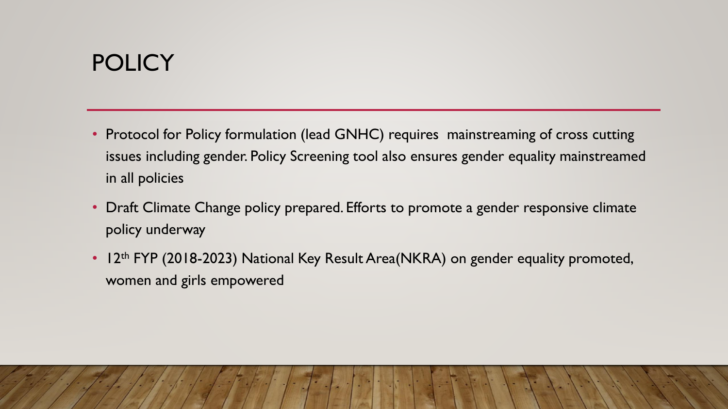# POLICY

- Protocol for Policy formulation (lead GNHC) requires mainstreaming of cross cutting issues including gender. Policy Screening tool also ensures gender equality mainstreamed in all policies
- Draft Climate Change policy prepared. Efforts to promote a gender responsive climate policy underway
- 12th FYP (2018-2023) National Key Result Area(NKRA) on gender equality promoted, women and girls empowered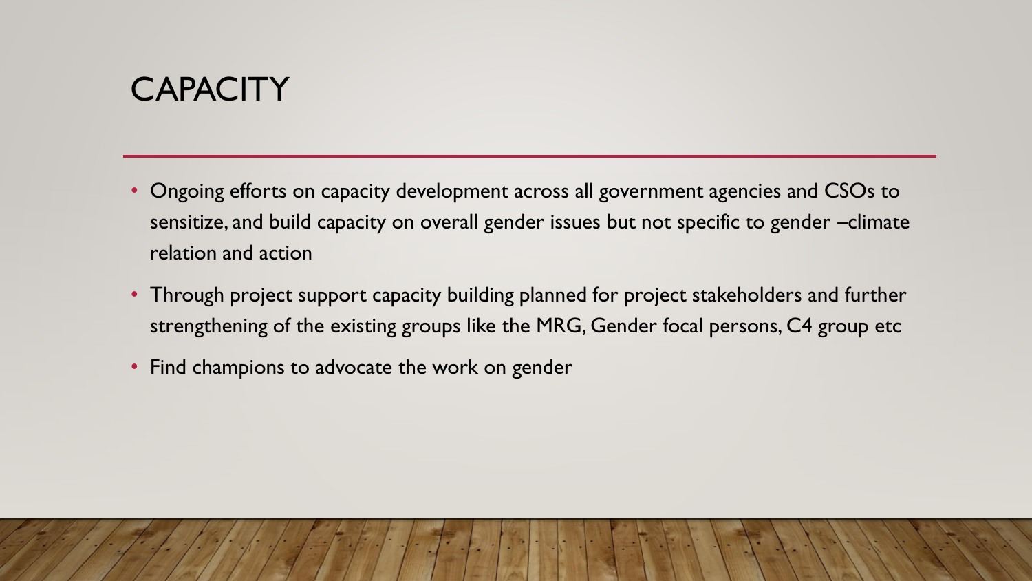# CAPACITY

- Ongoing efforts on capacity development across all government agencies and CSOs to sensitize, and build capacity on overall gender issues but not specific to gender –climate relation and action
- Through project support capacity building planned for project stakeholders and further strengthening of the existing groups like the MRG, Gender focal persons, C4 group etc
- Find champions to advocate the work on gender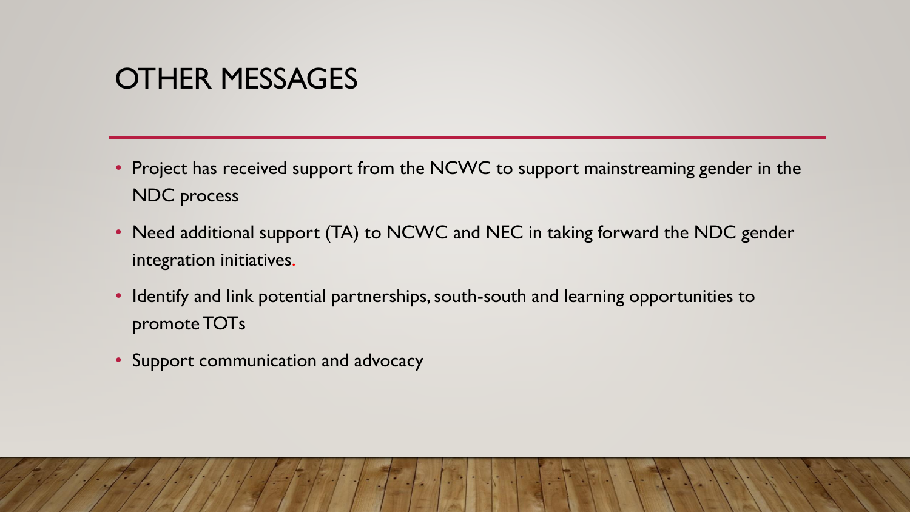# OTHER MESSAGES

- Project has received support from the NCWC to support mainstreaming gender in the NDC process
- Need additional support (TA) to NCWC and NEC in taking forward the NDC gender integration initiatives.
- Identify and link potential partnerships, south-south and learning opportunities to promote TOTs
- Support communication and advocacy